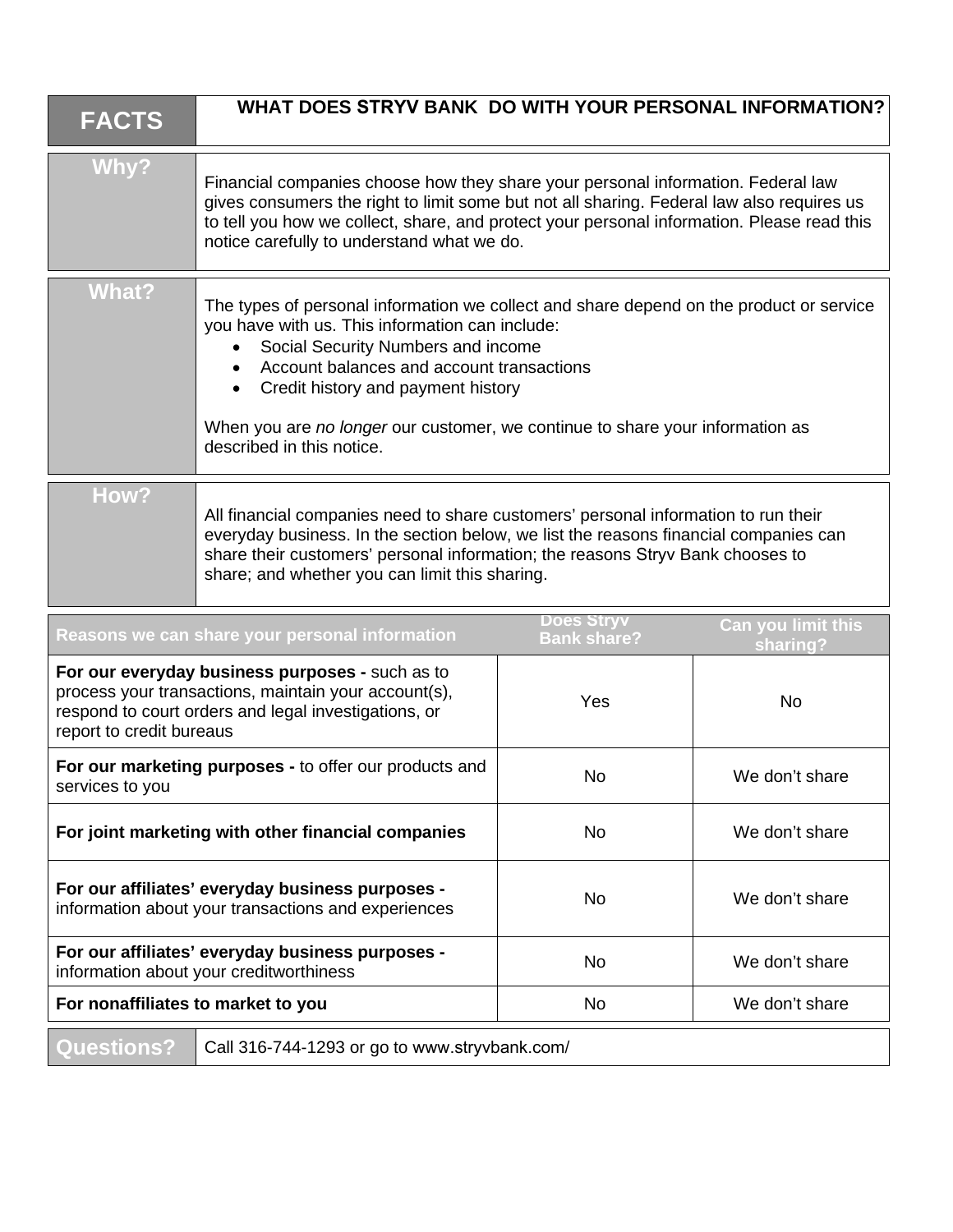| FACTS | WHAT DOES STRYV BANK DO WITH YOUR PERSONAL INFORMATION? |
|---|---|

| | |
|---|---|
| **Why?** | Financial companies choose how they share your personal information. Federal law gives consumers the right to limit some but not all sharing. Federal law also requires us to tell you how we collect, share, and protect your personal information. Please read this notice carefully to understand what we do. |
| **What?** | The types of personal information we collect and share depend on the product or service you have with us. This information can include:<br>• Social Security Numbers and income<br>• Account balances and account transactions<br>• Credit history and payment history<br><br>When you are *no longer* our customer, we continue to share your information as described in this notice. |
| **How?** | All financial companies need to share customers' personal information to run their everyday business. In the section below, we list the reasons financial companies can share their customers' personal information; the reasons Stryv Bank chooses to share; and whether you can limit this sharing. |

| Reasons we can share your personal information | Does Stryv Bank share? | Can you limit this sharing? |
|---|---|---|
| **For our everyday business purposes -** such as to process your transactions, maintain your account(s), respond to court orders and legal investigations, or report to credit bureaus | Yes | No |
| **For our marketing purposes -** to offer our products and services to you | No | We don't share |
| **For joint marketing with other financial companies** | No | We don't share |
| **For our affiliates' everyday business purposes -** information about your transactions and experiences | No | We don't share |
| **For our affiliates' everyday business purposes -** information about your creditworthiness | No | We don't share |
| **For nonaffiliates to market to you** | No | We don't share |

| | |
|---|---|
| **Questions?** | Call 316-744-1293 or go to www.stryvbank.com/ |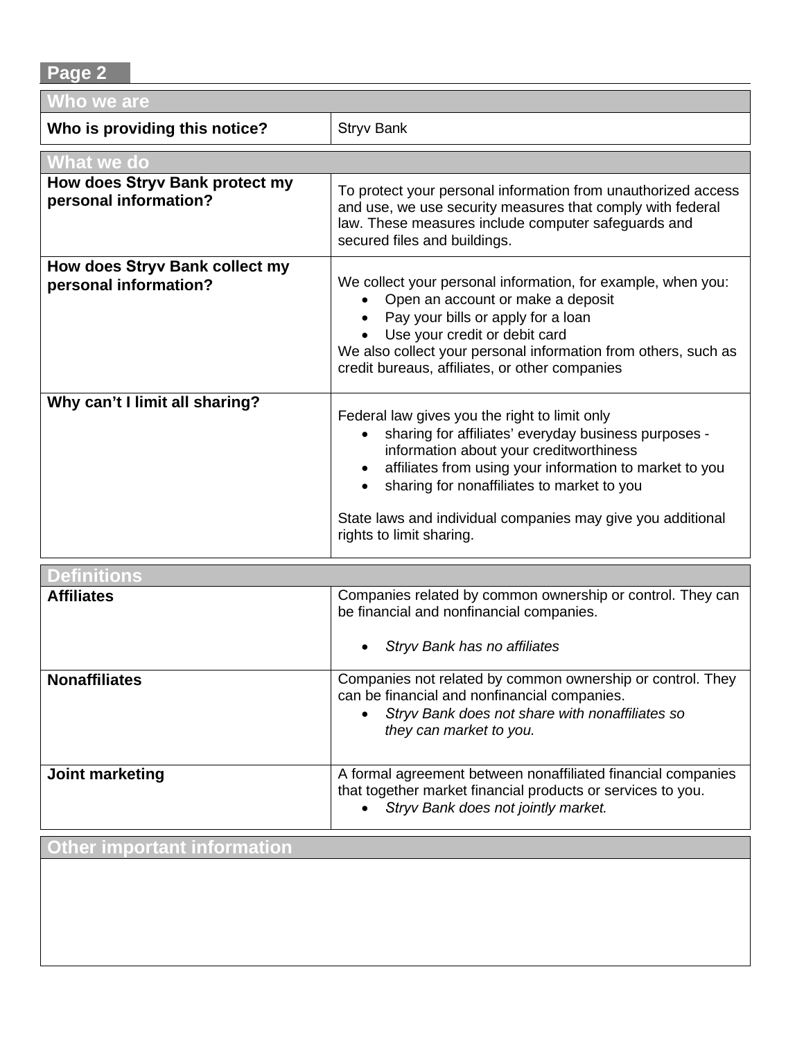**Page 2**

| Who we are | |
|---|---|
| **Who is providing this notice?** | Stryv Bank |

| What we do | |
|---|---|
| **How does Stryv Bank protect my personal information?** | To protect your personal information from unauthorized access and use, we use security measures that comply with federal law. These measures include computer safeguards and secured files and buildings. |
| **How does Stryv Bank collect my personal information?** | We collect your personal information, for example, when you: <br>• Open an account or make a deposit <br>• Pay your bills or apply for a loan <br>• Use your credit or debit card <br>We also collect your personal information from others, such as credit bureaus, affiliates, or other companies |
| **Why can't I limit all sharing?** | Federal law gives you the right to limit only <br>• sharing for affiliates' everyday business purposes - information about your creditworthiness <br>• affiliates from using your information to market to you <br>• sharing for nonaffiliates to market to you <br><br>State laws and individual companies may give you additional rights to limit sharing. |

| Definitions | |
|---|---|
| **Affiliates** | Companies related by common ownership or control. They can be financial and nonfinancial companies. <br><br>• *Stryv Bank has no affiliates* |
| **Nonaffiliates** | Companies not related by common ownership or control. They can be financial and nonfinancial companies. <br>• *Stryv Bank does not share with nonaffiliates so they can market to you.* |
| **Joint marketing** | A formal agreement between nonaffiliated financial companies that together market financial products or services to you. <br>• *Stryv Bank does not jointly market.* |

| Other important information |
|---|
| |